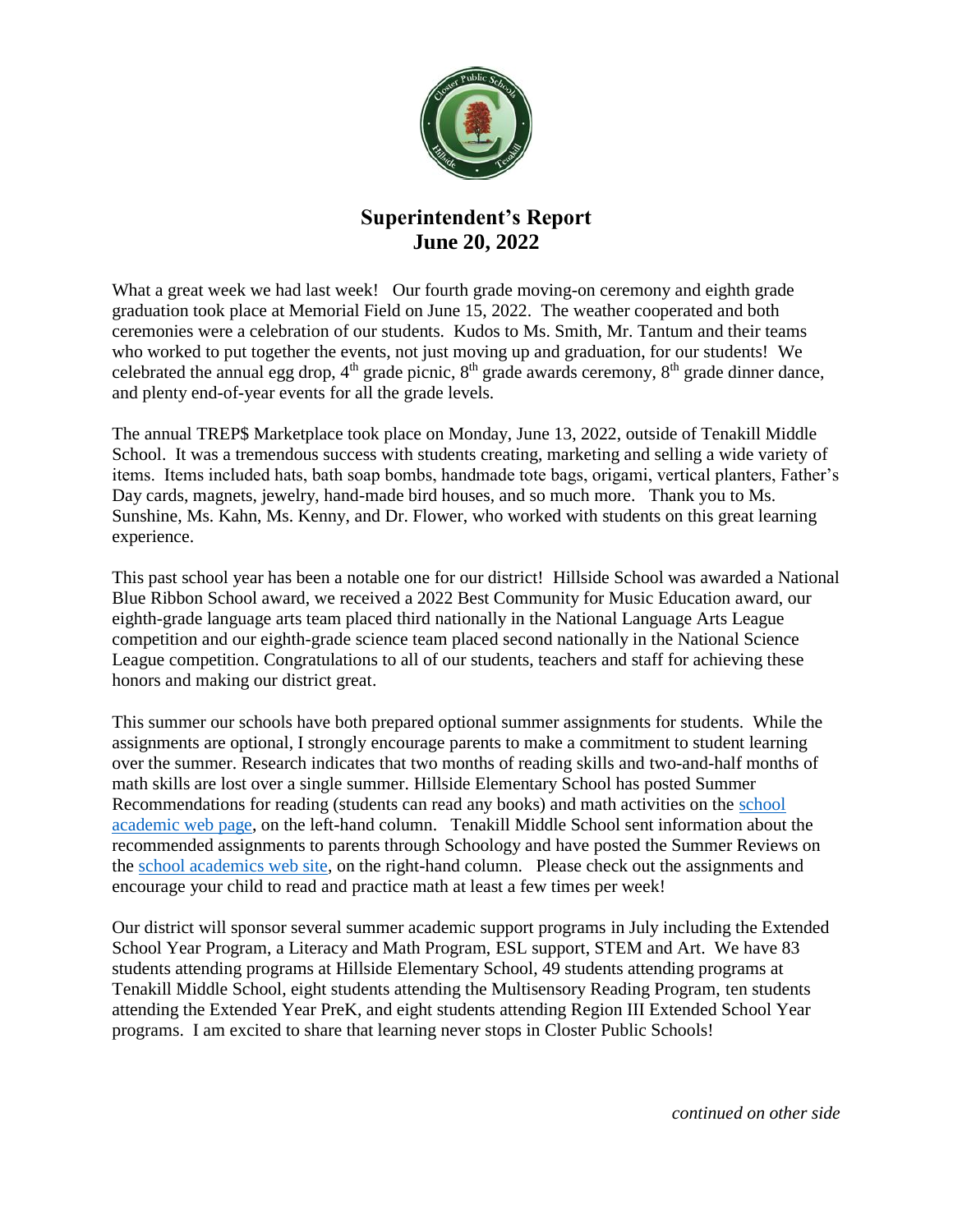# Superintendent's Report
## June 20, 2022

What a great week we had last week! Our fourth grade moving-on ceremony and eighth grade graduation took place at Memorial Field on June 15, 2022. The weather cooperated and both ceremonies were a celebration of our students. Kudos to Ms. Smith, Mr. Tantum and their teams who worked to put together the events, not just moving up and graduation, for our students! We celebrated the annual egg drop, 4th grade picnic, 8th grade awards ceremony, 8th grade dinner dance, and plenty end-of-year events for all the grade levels.

The annual TREP$ Marketplace took place on Monday, June 13, 2022, outside of Tenakill Middle School. It was a tremendous success with students creating, marketing and selling a wide variety of items. Items included hats, bath soap bombs, handmade tote bags, origami, vertical planters, Father's Day cards, magnets, jewelry, hand-made bird houses, and so much more. Thank you to Ms. Sunshine, Ms. Kahn, Ms. Kenny, and Dr. Flower, who worked with students on this great learning experience.

This past school year has been a notable one for our district! Hillside School was awarded a National Blue Ribbon School award, we received a 2022 Best Community for Music Education award, our eighth-grade language arts team placed third nationally in the National Language Arts League competition and our eighth-grade science team placed second nationally in the National Science League competition. Congratulations to all of our students, teachers and staff for achieving these honors and making our district great.

This summer our schools have both prepared optional summer assignments for students. While the assignments are optional, I strongly encourage parents to make a commitment to student learning over the summer. Research indicates that two months of reading skills and two-and-half months of math skills are lost over a single summer. Hillside Elementary School has posted Summer Recommendations for reading (students can read any books) and math activities on the school academic web page, on the left-hand column. Tenakill Middle School sent information about the recommended assignments to parents through Schoology and have posted the Summer Reviews on the school academics web site, on the right-hand column. Please check out the assignments and encourage your child to read and practice math at least a few times per week!

Our district will sponsor several summer academic support programs in July including the Extended School Year Program, a Literacy and Math Program, ESL support, STEM and Art. We have 83 students attending programs at Hillside Elementary School, 49 students attending programs at Tenakill Middle School, eight students attending the Multisensory Reading Program, ten students attending the Extended Year PreK, and eight students attending Region III Extended School Year programs. I am excited to share that learning never stops in Closter Public Schools!

*continued on other side*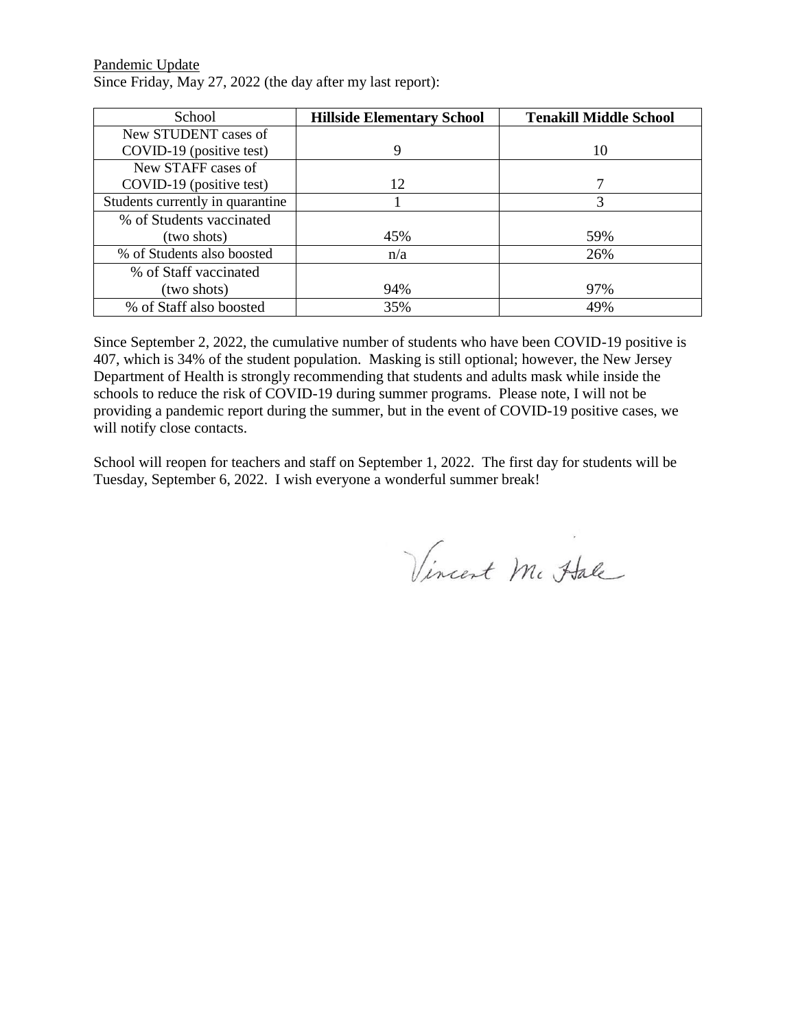Pandemic Update

Since Friday, May 27, 2022 (the day after my last report):

| School | **Hillside Elementary School** | **Tenakill Middle School** |
|---|---|---|
| New STUDENT cases of COVID-19 (positive test) | 9 | 10 |
| New STAFF cases of COVID-19 (positive test) | 12 | 7 |
| Students currently in quarantine | 1 | 3 |
| % of Students vaccinated (two shots) | 45% | 59% |
| % of Students also boosted | n/a | 26% |
| % of Staff vaccinated (two shots) | 94% | 97% |
| % of Staff also boosted | 35% | 49% |

Since September 2, 2022, the cumulative number of students who have been COVID-19 positive is 407, which is 34% of the student population. Masking is still optional; however, the New Jersey Department of Health is strongly recommending that students and adults mask while inside the schools to reduce the risk of COVID-19 during summer programs. Please note, I will not be providing a pandemic report during the summer, but in the event of COVID-19 positive cases, we will notify close contacts.

School will reopen for teachers and staff on September 1, 2022. The first day for students will be Tuesday, September 6, 2022. I wish everyone a wonderful summer break!

Vincent McHale